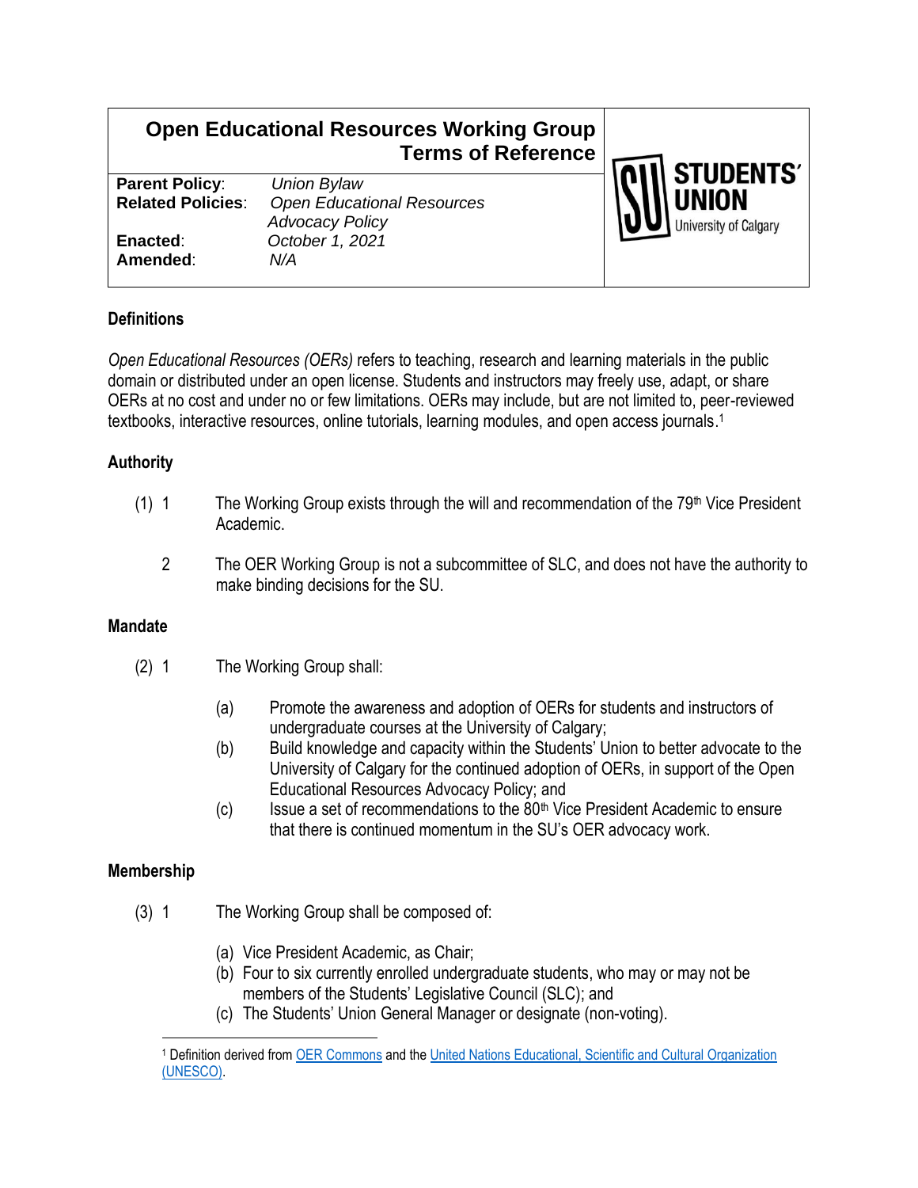# Open Educational Resources Working Group Terms of Reference

**Parent Policy**: *Union Bylaw*
**Related Policies**: *Open Educational Resources Advocacy Policy*
**Enacted**: *October 1, 2021*
**Amended**: *N/A*

STUDENTS' UNION
University of Calgary

## Definitions

*Open Educational Resources (OERs)* refers to teaching, research and learning materials in the public domain or distributed under an open license. Students and instructors may freely use, adapt, or share OERs at no cost and under no or few limitations. OERs may include, but are not limited to, peer-reviewed textbooks, interactive resources, online tutorials, learning modules, and open access journals.[1]

## Authority

(1) 1 The Working Group exists through the will and recommendation of the 79th Vice President Academic.

2 The OER Working Group is not a subcommittee of SLC, and does not have the authority to make binding decisions for the SU.

## Mandate

(2) 1 The Working Group shall:

(a) Promote the awareness and adoption of OERs for students and instructors of undergraduate courses at the University of Calgary;
(b) Build knowledge and capacity within the Students' Union to better advocate to the University of Calgary for the continued adoption of OERs, in support of the Open Educational Resources Advocacy Policy; and
(c) Issue a set of recommendations to the 80th Vice President Academic to ensure that there is continued momentum in the SU's OER advocacy work.

## Membership

(3) 1 The Working Group shall be composed of:

(a) Vice President Academic, as Chair;
(b) Four to six currently enrolled undergraduate students, who may or may not be members of the Students' Legislative Council (SLC); and
(c) The Students' Union General Manager or designate (non-voting).

[1] Definition derived from OER Commons and the United Nations Educational, Scientific and Cultural Organization (UNESCO).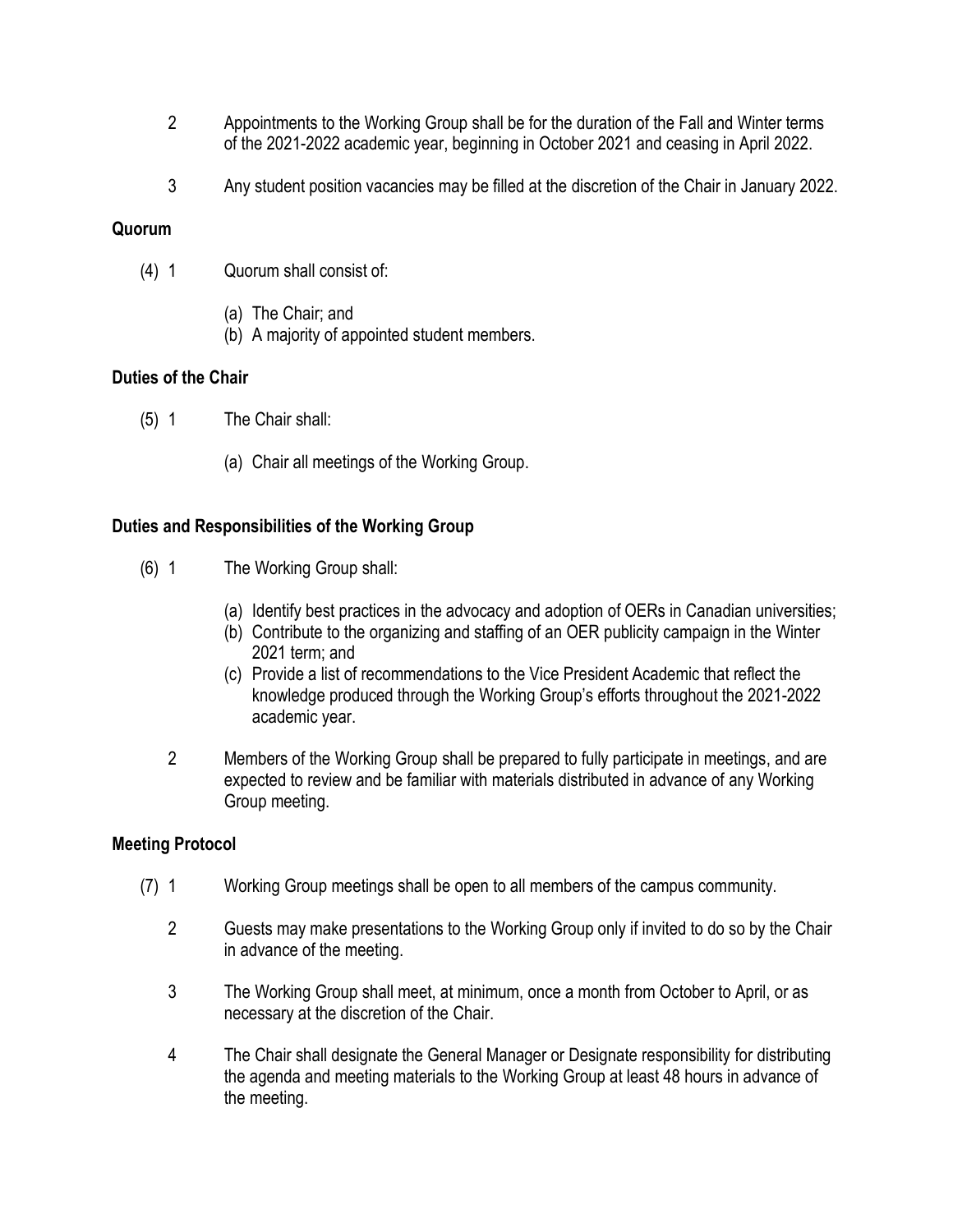2 Appointments to the Working Group shall be for the duration of the Fall and Winter terms of the 2021-2022 academic year, beginning in October 2021 and ceasing in April 2022.

3 Any student position vacancies may be filled at the discretion of the Chair in January 2022.

**Quorum**

(4) 1 Quorum shall consist of:

(a) The Chair; and
(b) A majority of appointed student members.

**Duties of the Chair**

(5) 1 The Chair shall:

(a) Chair all meetings of the Working Group.

**Duties and Responsibilities of the Working Group**

(6) 1 The Working Group shall:

(a) Identify best practices in the advocacy and adoption of OERs in Canadian universities;
(b) Contribute to the organizing and staffing of an OER publicity campaign in the Winter 2021 term; and
(c) Provide a list of recommendations to the Vice President Academic that reflect the knowledge produced through the Working Group's efforts throughout the 2021-2022 academic year.

2 Members of the Working Group shall be prepared to fully participate in meetings, and are expected to review and be familiar with materials distributed in advance of any Working Group meeting.

**Meeting Protocol**

(7) 1 Working Group meetings shall be open to all members of the campus community.

2 Guests may make presentations to the Working Group only if invited to do so by the Chair in advance of the meeting.

3 The Working Group shall meet, at minimum, once a month from October to April, or as necessary at the discretion of the Chair.

4 The Chair shall designate the General Manager or Designate responsibility for distributing the agenda and meeting materials to the Working Group at least 48 hours in advance of the meeting.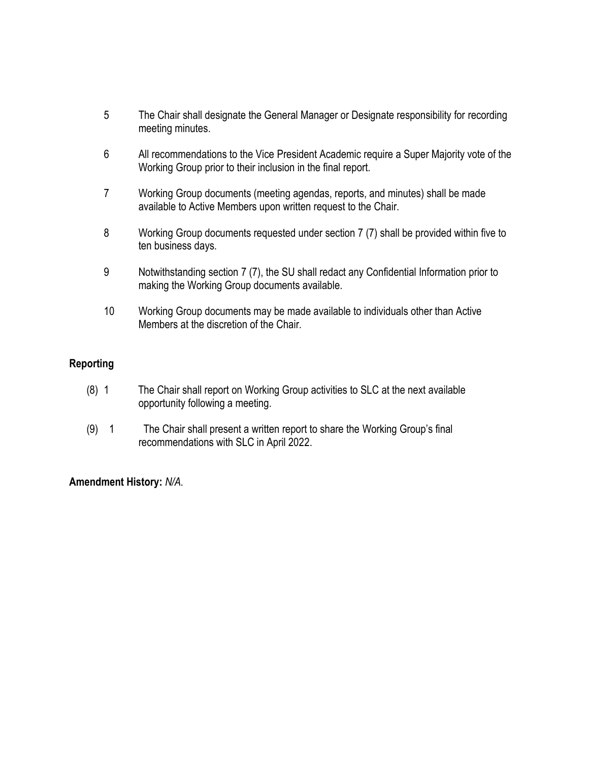5 The Chair shall designate the General Manager or Designate responsibility for recording meeting minutes.

6 All recommendations to the Vice President Academic require a Super Majority vote of the Working Group prior to their inclusion in the final report.

7 Working Group documents (meeting agendas, reports, and minutes) shall be made available to Active Members upon written request to the Chair.

8 Working Group documents requested under section 7 (7) shall be provided within five to ten business days.

9 Notwithstanding section 7 (7), the SU shall redact any Confidential Information prior to making the Working Group documents available.

10 Working Group documents may be made available to individuals other than Active Members at the discretion of the Chair.

**Reporting**

(8) 1 The Chair shall report on Working Group activities to SLC at the next available opportunity following a meeting.

(9) 1 The Chair shall present a written report to share the Working Group's final recommendations with SLC in April 2022.

**Amendment History:** *N/A.*